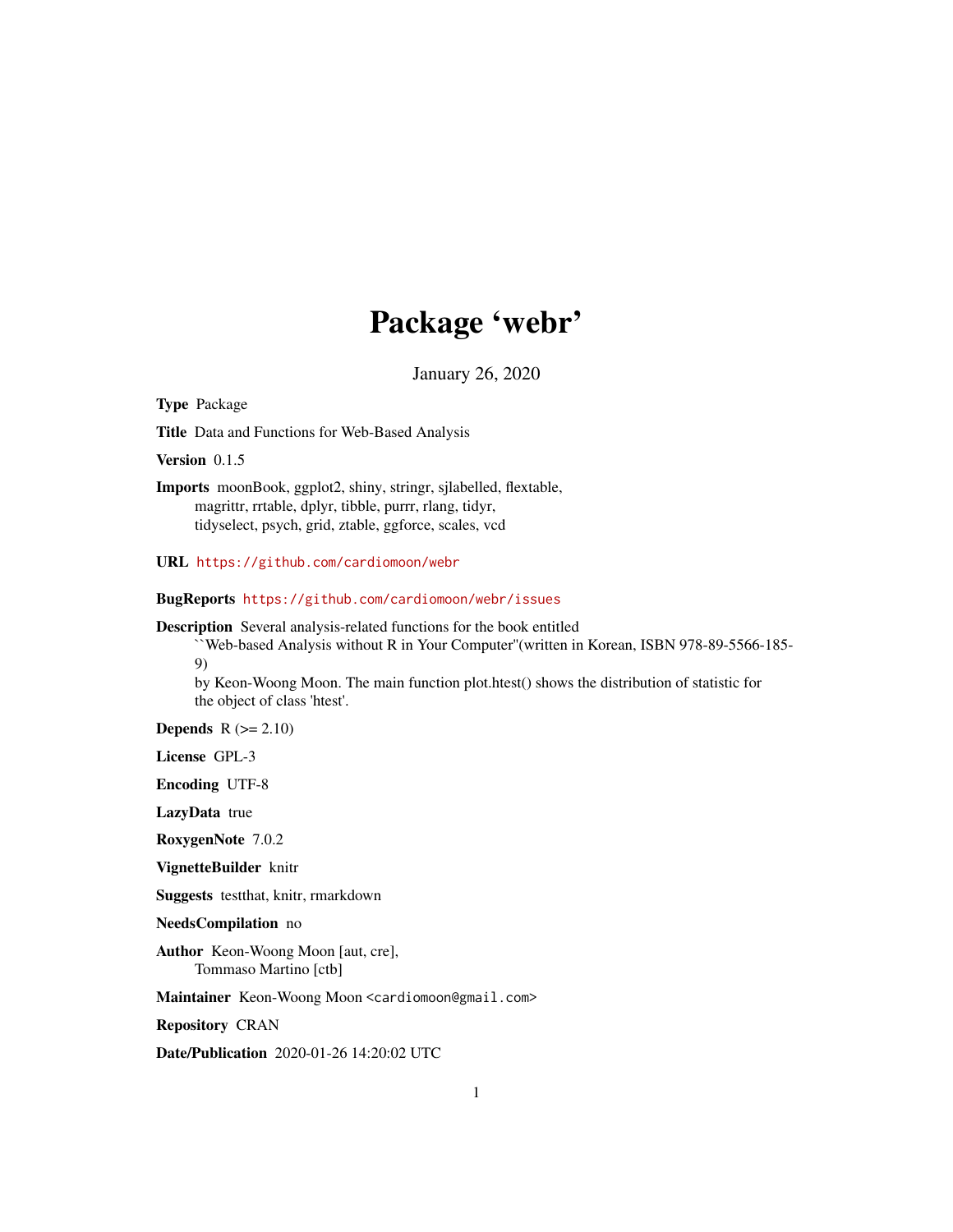# Package 'webr'

January 26, 2020

**Type** Package

**Title** Data and Functions for Web-Based Analysis

**Version** 0.1.5

**Imports** moonBook, ggplot2, shiny, stringr, sjlabelled, flextable, magrittr, rrtable, dplyr, tibble, purrr, rlang, tidyr, tidyselect, psych, grid, ztable, ggforce, scales, vcd

**URL** https://github.com/cardiomoon/webr

**BugReports** https://github.com/cardiomoon/webr/issues

**Description** Several analysis-related functions for the book entitled ``Web-based Analysis without R in Your Computer''(written in Korean, ISBN 978-89-5566-185-9) by Keon-Woong Moon. The main function plot.htest() shows the distribution of statistic for the object of class 'htest'.

**Depends** R (>= 2.10)

**License** GPL-3

**Encoding** UTF-8

**LazyData** true

**RoxygenNote** 7.0.2

**VignetteBuilder** knitr

**Suggests** testthat, knitr, rmarkdown

**NeedsCompilation** no

**Author** Keon-Woong Moon [aut, cre], Tommaso Martino [ctb]

**Maintainer** Keon-Woong Moon <cardiomoon@gmail.com>

**Repository** CRAN

**Date/Publication** 2020-01-26 14:20:02 UTC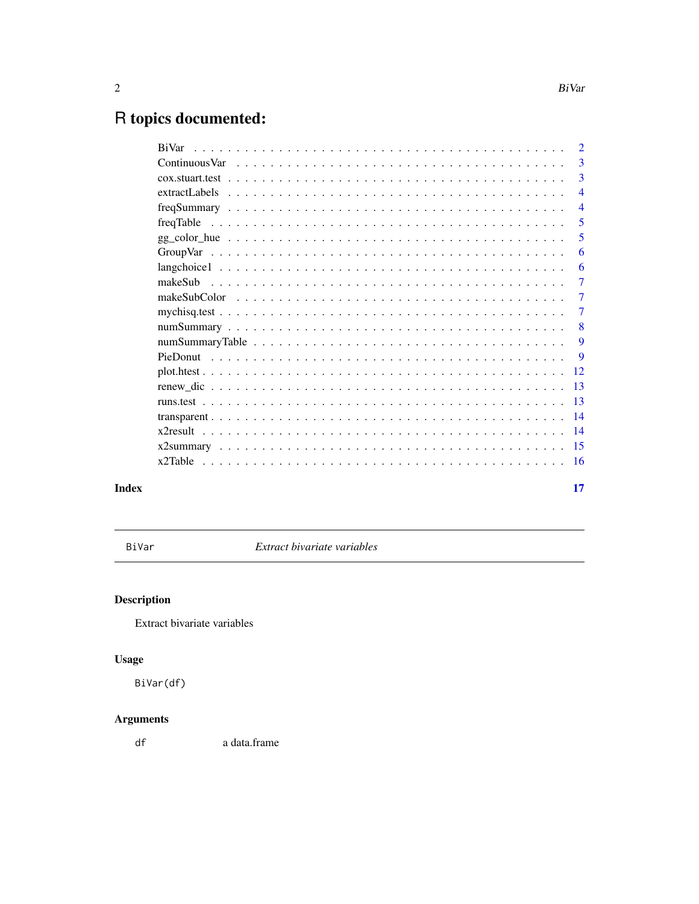# R topics documented:

| | |
|---|---|
| BiVar | 2 |
| ContinuousVar | 3 |
| cox.stuart.test | 3 |
| extractLabels | 4 |
| freqSummary | 4 |
| freqTable | 5 |
| gg_color_hue | 5 |
| GroupVar | 6 |
| langchoice1 | 6 |
| makeSub | 7 |
| makeSubColor | 7 |
| mychisq.test | 7 |
| numSummary | 8 |
| numSummaryTable | 9 |
| PieDonut | 9 |
| plot.htest | 12 |
| renew_dic | 13 |
| runs.test | 13 |
| transparent | 14 |
| x2result | 14 |
| x2summary | 15 |
| x2Table | 16 |

**Index** **17**

---

`BiVar` *Extract bivariate variables*

---

## Description

Extract bivariate variables

## Usage

```
BiVar(df)
```

## Arguments

| | |
|---|---|
| `df` | a data.frame |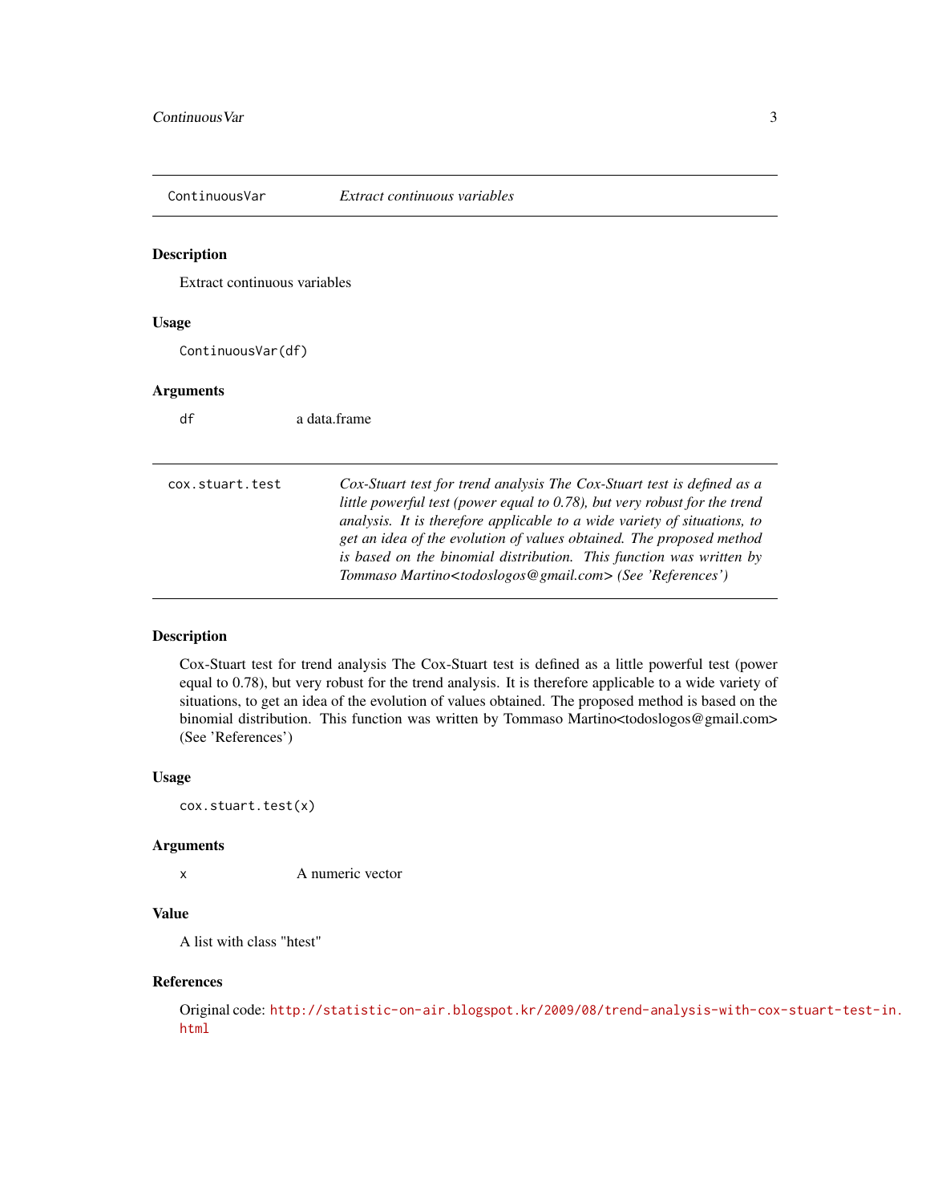## ContinuousVar — *Extract continuous variables*

### Description

Extract continuous variables

### Usage

```
ContinuousVar(df)
```

### Arguments

| | |
|---|---|
| df | a data.frame |

## cox.stuart.test — *Cox-Stuart test for trend analysis The Cox-Stuart test is defined as a little powerful test (power equal to 0.78), but very robust for the trend analysis. It is therefore applicable to a wide variety of situations, to get an idea of the evolution of values obtained. The proposed method is based on the binomial distribution. This function was written by Tommaso Martino<todoslogos@gmail.com> (See 'References')*

### Description

Cox-Stuart test for trend analysis The Cox-Stuart test is defined as a little powerful test (power equal to 0.78), but very robust for the trend analysis. It is therefore applicable to a wide variety of situations, to get an idea of the evolution of values obtained. The proposed method is based on the binomial distribution. This function was written by Tommaso Martino<todoslogos@gmail.com> (See 'References')

### Usage

```
cox.stuart.test(x)
```

### Arguments

| | |
|---|---|
| x | A numeric vector |

### Value

A list with class "htest"

### References

Original code: http://statistic-on-air.blogspot.kr/2009/08/trend-analysis-with-cox-stuart-test-in.html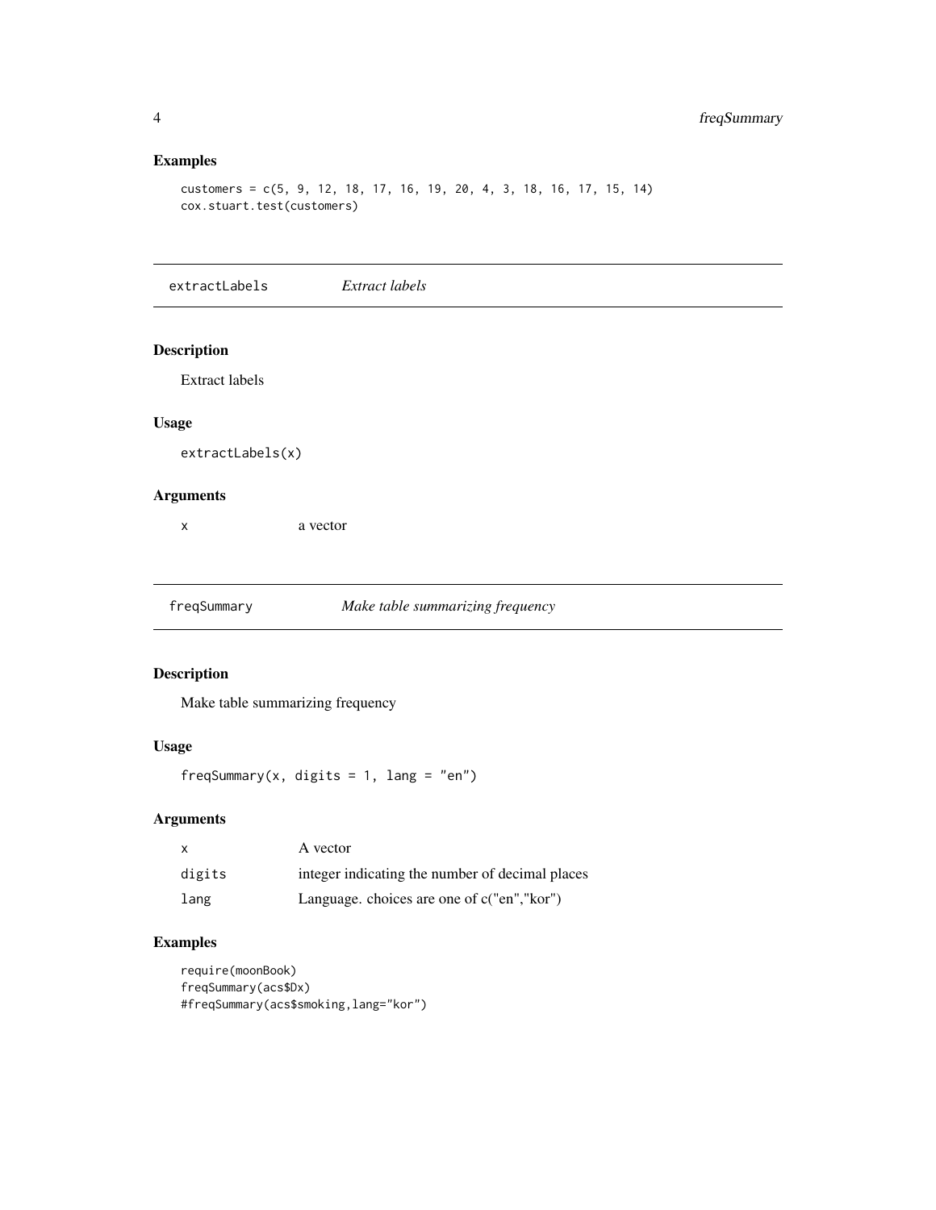## Examples

```
customers = c(5, 9, 12, 18, 17, 16, 19, 20, 4, 3, 18, 16, 17, 15, 14)
cox.stuart.test(customers)
```

---

# extractLabels    *Extract labels*

---

### Description

Extract labels

### Usage

```
extractLabels(x)
```

### Arguments

| | |
|---|---|
| x | a vector |

---

# freqSummary    *Make table summarizing frequency*

---

### Description

Make table summarizing frequency

### Usage

```
freqSummary(x, digits = 1, lang = "en")
```

### Arguments

| | |
|---|---|
| x | A vector |
| digits | integer indicating the number of decimal places |
| lang | Language. choices are one of c("en","kor") |

### Examples

```
require(moonBook)
freqSummary(acs$Dx)
#freqSummary(acs$smoking,lang="kor")
```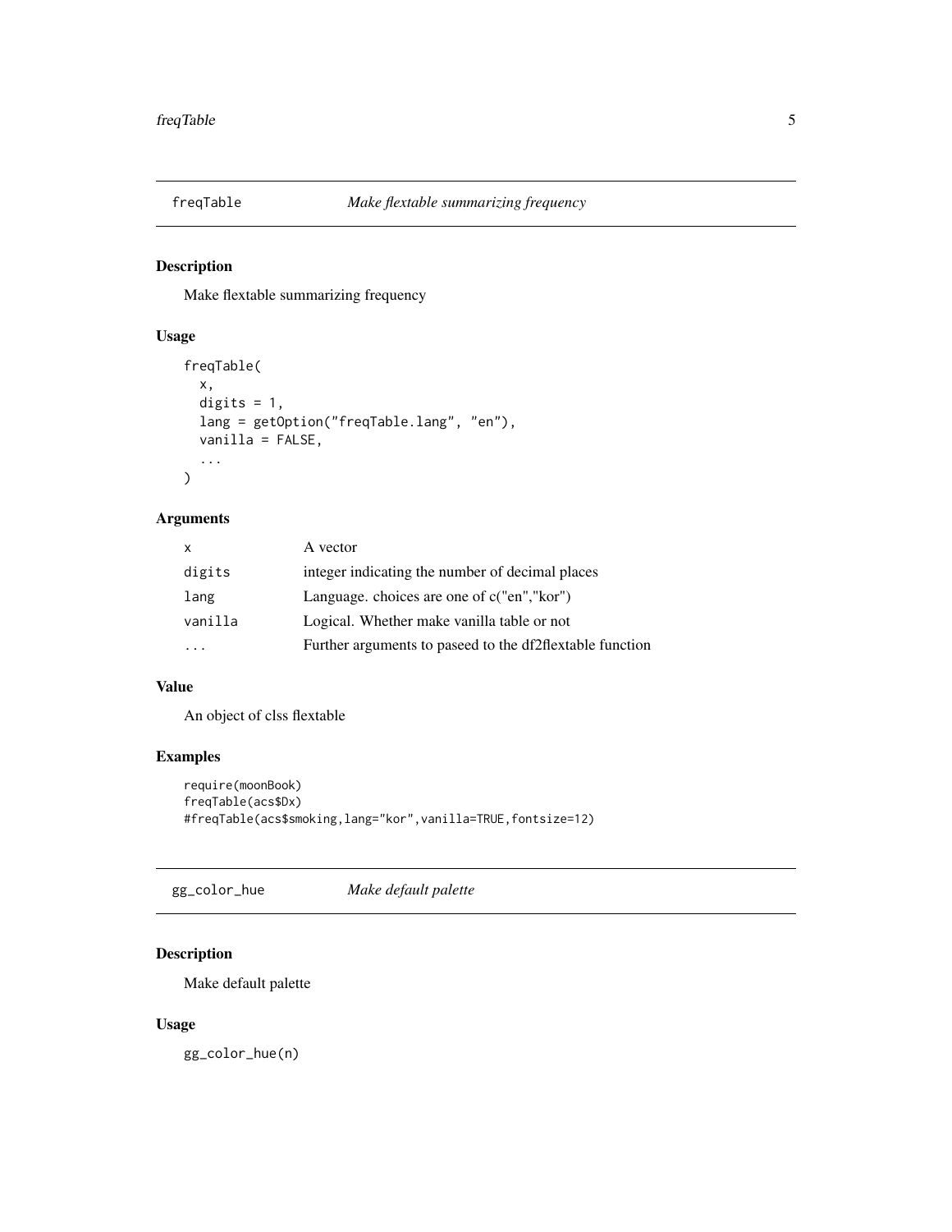## freqTable *Make flextable summarizing frequency*

### Description

Make flextable summarizing frequency

### Usage

```
freqTable(
  x,
  digits = 1,
  lang = getOption("freqTable.lang", "en"),
  vanilla = FALSE,
  ...
)
```

### Arguments

| | |
|---|---|
| x | A vector |
| digits | integer indicating the number of decimal places |
| lang | Language. choices are one of c("en","kor") |
| vanilla | Logical. Whether make vanilla table or not |
| ... | Further arguments to paseed to the df2flextable function |

### Value

An object of clss flextable

### Examples

```
require(moonBook)
freqTable(acs$Dx)
#freqTable(acs$smoking,lang="kor",vanilla=TRUE,fontsize=12)
```

## gg_color_hue *Make default palette*

### Description

Make default palette

### Usage

```
gg_color_hue(n)
```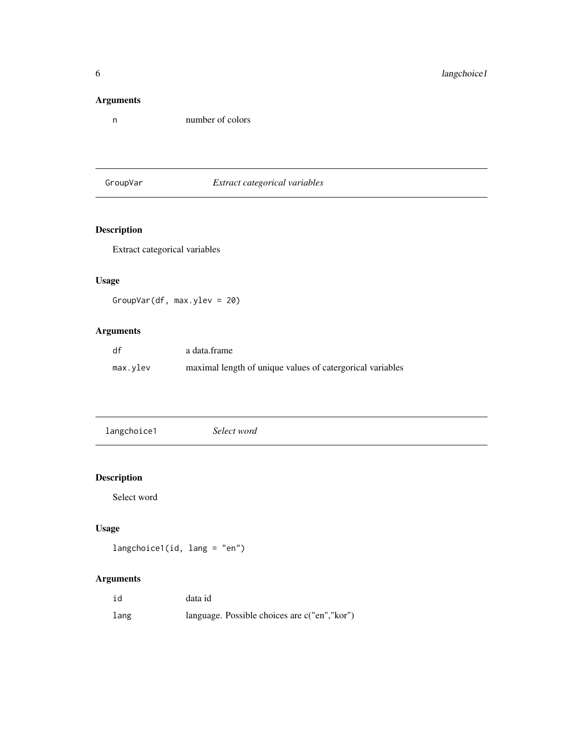## Arguments

| | |
|---|---|
| n | number of colors |

---

## GroupVar *Extract categorical variables*

### Description

Extract categorical variables

### Usage

```
GroupVar(df, max.ylev = 20)
```

### Arguments

| | |
|---|---|
| df | a data.frame |
| max.ylev | maximal length of unique values of catergorical variables |

---

## langchoice1 *Select word*

### Description

Select word

### Usage

```
langchoice1(id, lang = "en")
```

### Arguments

| | |
|---|---|
| id | data id |
| lang | language. Possible choices are c("en","kor") |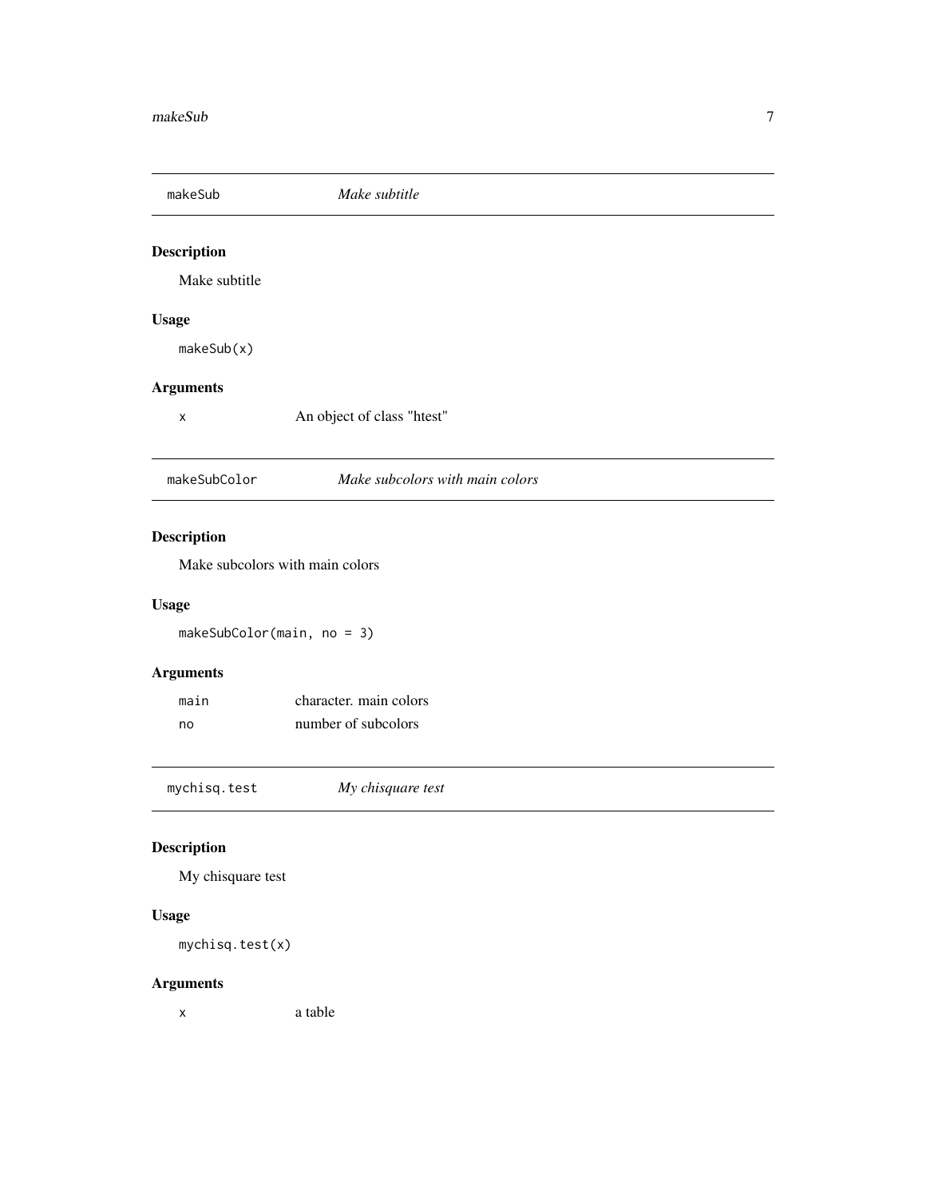## makeSub — *Make subtitle*

### Description

Make subtitle

### Usage

```
makeSub(x)
```

### Arguments

| | |
|---|---|
| x | An object of class "htest" |

## makeSubColor — *Make subcolors with main colors*

### Description

Make subcolors with main colors

### Usage

```
makeSubColor(main, no = 3)
```

### Arguments

| | |
|---|---|
| main | character. main colors |
| no | number of subcolors |

## mychisq.test — *My chisquare test*

### Description

My chisquare test

### Usage

```
mychisq.test(x)
```

### Arguments

| | |
|---|---|
| x | a table |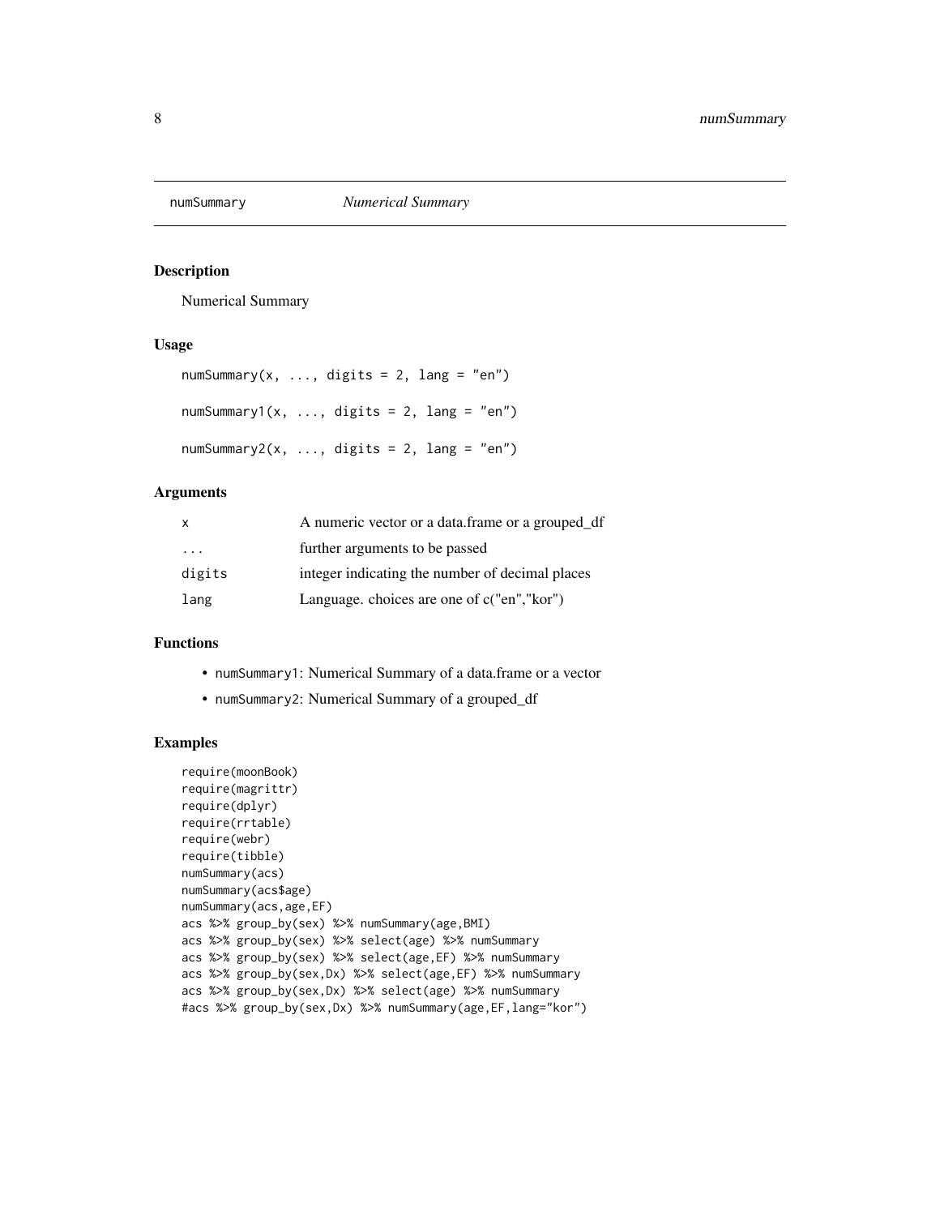## numSummary *Numerical Summary*

### Description

Numerical Summary

### Usage

```
numSummary(x, ..., digits = 2, lang = "en")

numSummary1(x, ..., digits = 2, lang = "en")

numSummary2(x, ..., digits = 2, lang = "en")
```

### Arguments

| | |
|---|---|
| x | A numeric vector or a data.frame or a grouped_df |
| ... | further arguments to be passed |
| digits | integer indicating the number of decimal places |
| lang | Language. choices are one of c("en","kor") |

### Functions

- `numSummary1`: Numerical Summary of a data.frame or a vector
- `numSummary2`: Numerical Summary of a grouped_df

### Examples

```
require(moonBook)
require(magrittr)
require(dplyr)
require(rrtable)
require(webr)
require(tibble)
numSummary(acs)
numSummary(acs$age)
numSummary(acs,age,EF)
acs %>% group_by(sex) %>% numSummary(age,BMI)
acs %>% group_by(sex) %>% select(age) %>% numSummary
acs %>% group_by(sex) %>% select(age,EF) %>% numSummary
acs %>% group_by(sex,Dx) %>% select(age,EF) %>% numSummary
acs %>% group_by(sex,Dx) %>% select(age) %>% numSummary
#acs %>% group_by(sex,Dx) %>% numSummary(age,EF,lang="kor")
```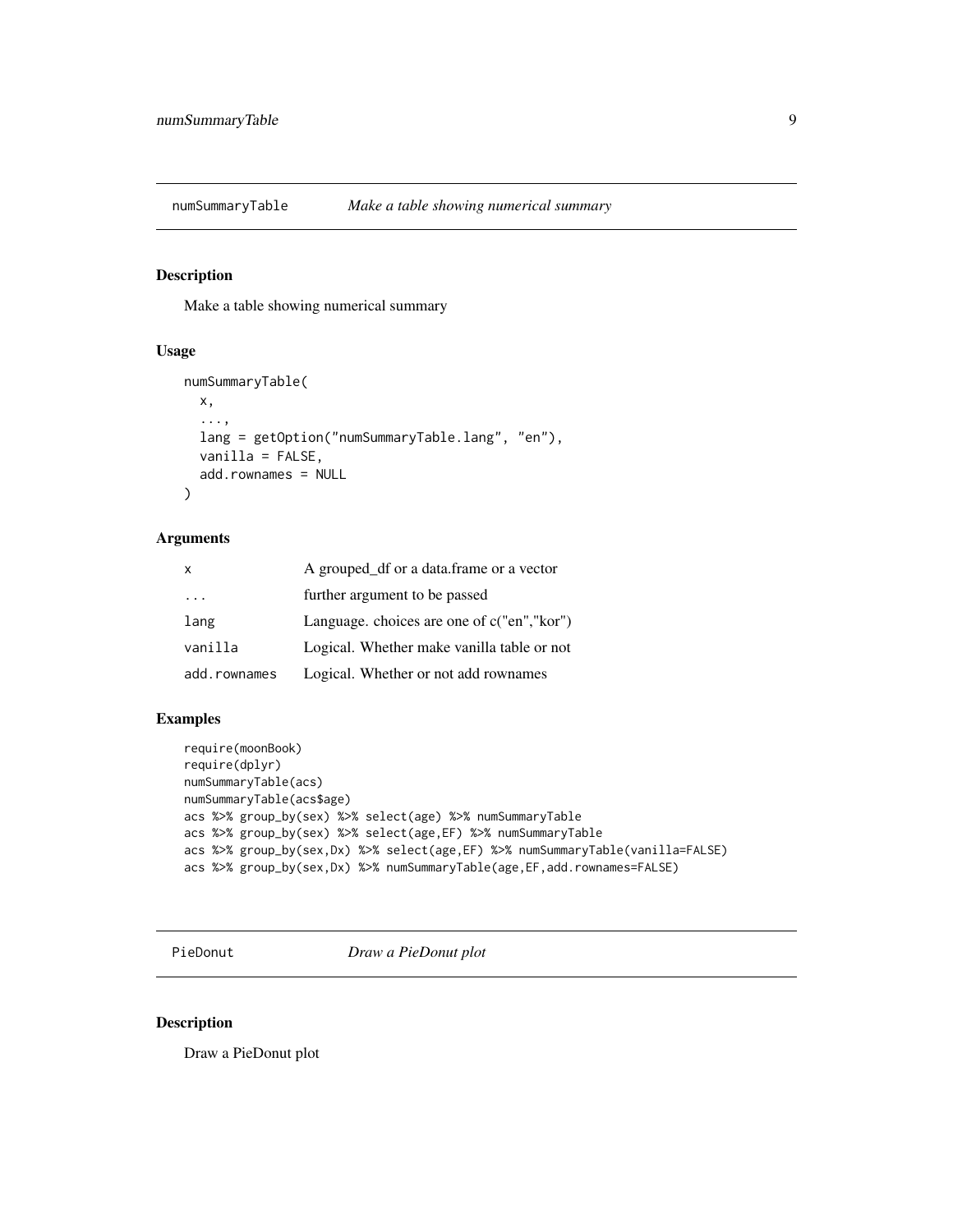## numSummaryTable *Make a table showing numerical summary*

### Description

Make a table showing numerical summary

### Usage

```
numSummaryTable(
  x,
  ...,
  lang = getOption("numSummaryTable.lang", "en"),
  vanilla = FALSE,
  add.rownames = NULL
)
```

### Arguments

| | |
|---|---|
| `x` | A grouped_df or a data.frame or a vector |
| `...` | further argument to be passed |
| `lang` | Language. choices are one of c("en","kor") |
| `vanilla` | Logical. Whether make vanilla table or not |
| `add.rownames` | Logical. Whether or not add rownames |

### Examples

```
require(moonBook)
require(dplyr)
numSummaryTable(acs)
numSummaryTable(acs$age)
acs %>% group_by(sex) %>% select(age) %>% numSummaryTable
acs %>% group_by(sex) %>% select(age,EF) %>% numSummaryTable
acs %>% group_by(sex,Dx) %>% select(age,EF) %>% numSummaryTable(vanilla=FALSE)
acs %>% group_by(sex,Dx) %>% numSummaryTable(age,EF,add.rownames=FALSE)
```

## PieDonut *Draw a PieDonut plot*

### Description

Draw a PieDonut plot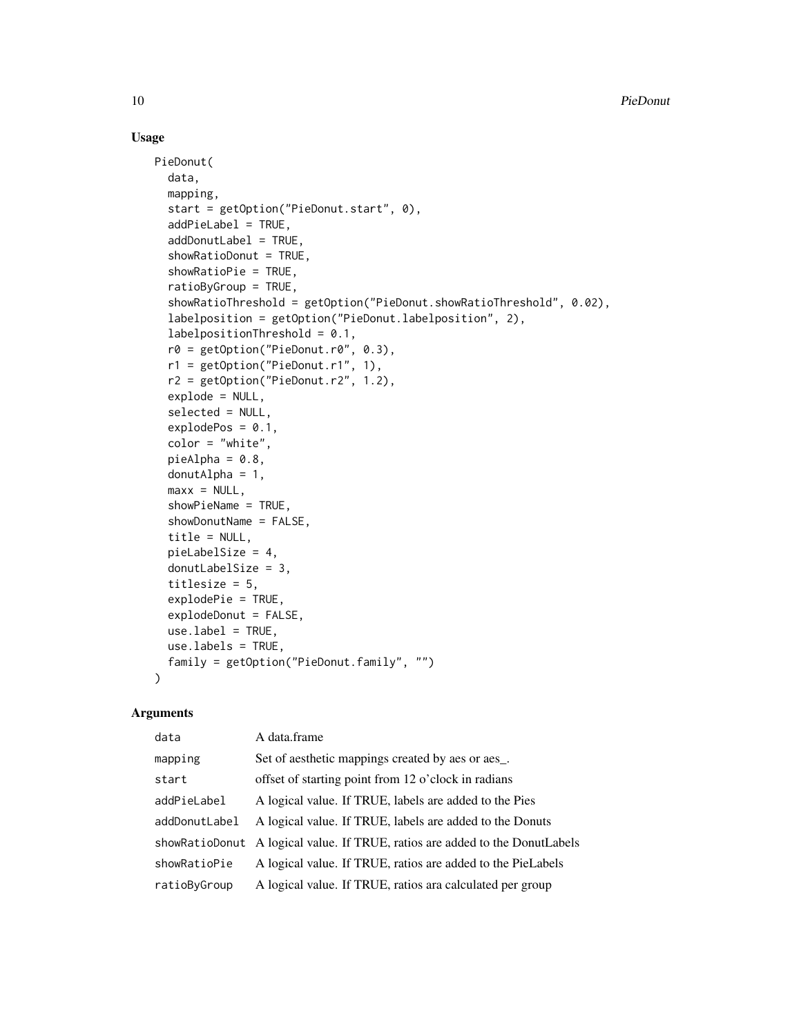## Usage

```
PieDonut(
  data,
  mapping,
  start = getOption("PieDonut.start", 0),
  addPieLabel = TRUE,
  addDonutLabel = TRUE,
  showRatioDonut = TRUE,
  showRatioPie = TRUE,
  ratioByGroup = TRUE,
  showRatioThreshold = getOption("PieDonut.showRatioThreshold", 0.02),
  labelposition = getOption("PieDonut.labelposition", 2),
  labelpositionThreshold = 0.1,
  r0 = getOption("PieDonut.r0", 0.3),
  r1 = getOption("PieDonut.r1", 1),
  r2 = getOption("PieDonut.r2", 1.2),
  explode = NULL,
  selected = NULL,
  explodePos = 0.1,
  color = "white",
  pieAlpha = 0.8,
  donutAlpha = 1,
  maxx = NULL,
  showPieName = TRUE,
  showDonutName = FALSE,
  title = NULL,
  pieLabelSize = 4,
  donutLabelSize = 3,
  titlesize = 5,
  explodePie = TRUE,
  explodeDonut = FALSE,
  use.label = TRUE,
  use.labels = TRUE,
  family = getOption("PieDonut.family", "")
)
```

## Arguments

| | |
|---|---|
| `data` | A data.frame |
| `mapping` | Set of aesthetic mappings created by aes or aes_. |
| `start` | offset of starting point from 12 o'clock in radians |
| `addPieLabel` | A logical value. If TRUE, labels are added to the Pies |
| `addDonutLabel` | A logical value. If TRUE, labels are added to the Donuts |
| `showRatioDonut` | A logical value. If TRUE, ratios are added to the DonutLabels |
| `showRatioPie` | A logical value. If TRUE, ratios are added to the PieLabels |
| `ratioByGroup` | A logical value. If TRUE, ratios ara calculated per group |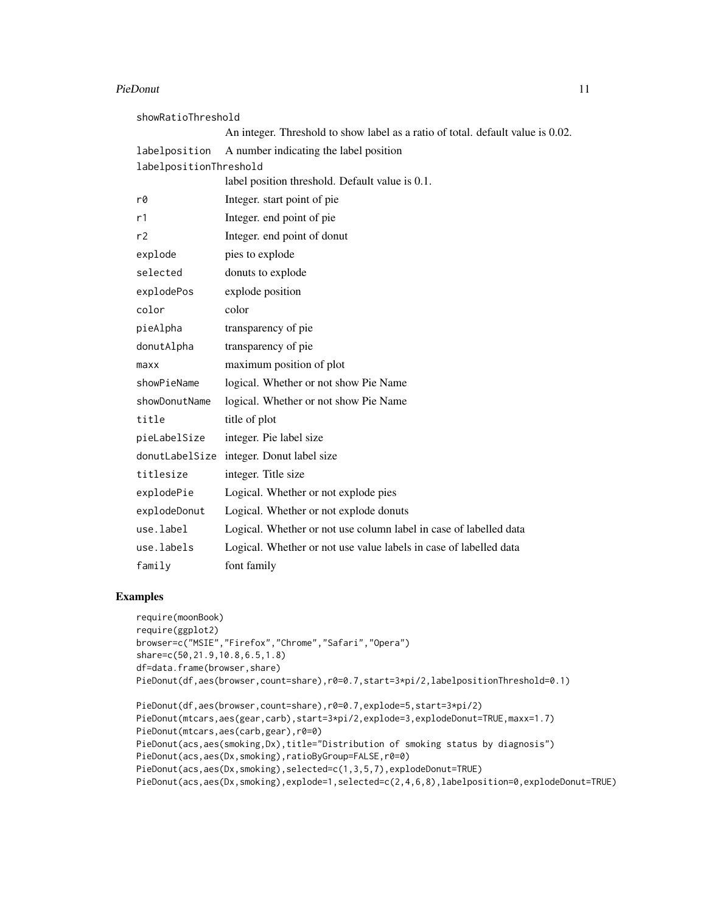| | |
|---|---|
| `showRatioThreshold` | An integer. Threshold to show label as a ratio of total. default value is 0.02. |
| `labelposition` | A number indicating the label position |
| `labelpositionThreshold` | label position threshold. Default value is 0.1. |
| `r0` | Integer. start point of pie |
| `r1` | Integer. end point of pie |
| `r2` | Integer. end point of donut |
| `explode` | pies to explode |
| `selected` | donuts to explode |
| `explodePos` | explode position |
| `color` | color |
| `pieAlpha` | transparency of pie |
| `donutAlpha` | transparency of pie |
| `maxx` | maximum position of plot |
| `showPieName` | logical. Whether or not show Pie Name |
| `showDonutName` | logical. Whether or not show Pie Name |
| `title` | title of plot |
| `pieLabelSize` | integer. Pie label size |
| `donutLabelSize` | integer. Donut label size |
| `titlesize` | integer. Title size |
| `explodePie` | Logical. Whether or not explode pies |
| `explodeDonut` | Logical. Whether or not explode donuts |
| `use.label` | Logical. Whether or not use column label in case of labelled data |
| `use.labels` | Logical. Whether or not use value labels in case of labelled data |
| `family` | font family |

## Examples

```
require(moonBook)
require(ggplot2)
browser=c("MSIE","Firefox","Chrome","Safari","Opera")
share=c(50,21.9,10.8,6.5,1.8)
df=data.frame(browser,share)
PieDonut(df,aes(browser,count=share),r0=0.7,start=3*pi/2,labelpositionThreshold=0.1)

PieDonut(df,aes(browser,count=share),r0=0.7,explode=5,start=3*pi/2)
PieDonut(mtcars,aes(gear,carb),start=3*pi/2,explode=3,explodeDonut=TRUE,maxx=1.7)
PieDonut(mtcars,aes(carb,gear),r0=0)
PieDonut(acs,aes(smoking,Dx),title="Distribution of smoking status by diagnosis")
PieDonut(acs,aes(Dx,smoking),ratioByGroup=FALSE,r0=0)
PieDonut(acs,aes(Dx,smoking),selected=c(1,3,5,7),explodeDonut=TRUE)
PieDonut(acs,aes(Dx,smoking),explode=1,selected=c(2,4,6,8),labelposition=0,explodeDonut=TRUE)
```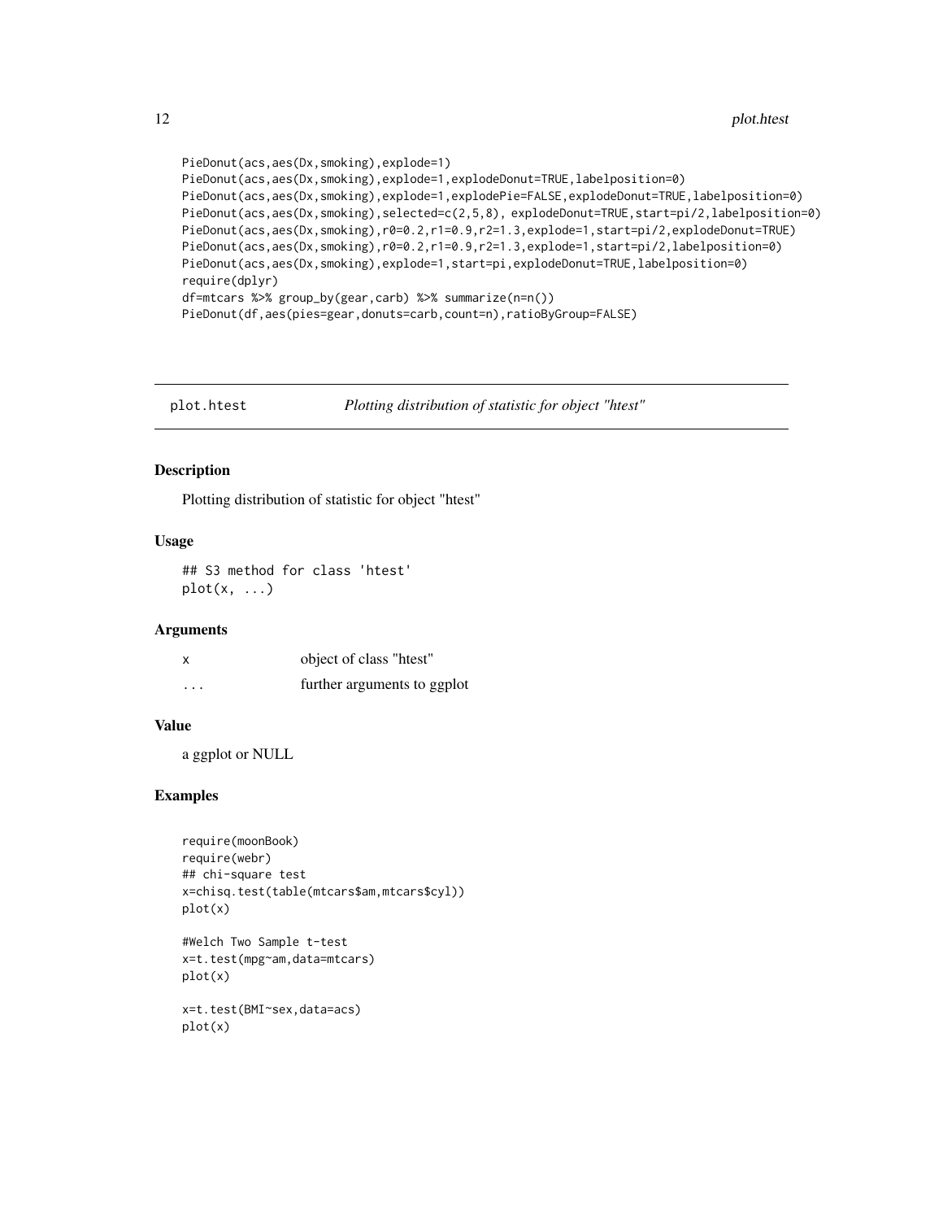```
PieDonut(acs,aes(Dx,smoking),explode=1)
PieDonut(acs,aes(Dx,smoking),explode=1,explodeDonut=TRUE,labelposition=0)
PieDonut(acs,aes(Dx,smoking),explode=1,explodePie=FALSE,explodeDonut=TRUE,labelposition=0)
PieDonut(acs,aes(Dx,smoking),selected=c(2,5,8), explodeDonut=TRUE,start=pi/2,labelposition=0)
PieDonut(acs,aes(Dx,smoking),r0=0.2,r1=0.9,r2=1.3,explode=1,start=pi/2,explodeDonut=TRUE)
PieDonut(acs,aes(Dx,smoking),r0=0.2,r1=0.9,r2=1.3,explode=1,start=pi/2,labelposition=0)
PieDonut(acs,aes(Dx,smoking),explode=1,start=pi,explodeDonut=TRUE,labelposition=0)
require(dplyr)
df=mtcars %>% group_by(gear,carb) %>% summarize(n=n())
PieDonut(df,aes(pies=gear,donuts=carb,count=n),ratioByGroup=FALSE)
```

---

## plot.htest — *Plotting distribution of statistic for object "htest"*

### Description

Plotting distribution of statistic for object "htest"

### Usage

```
## S3 method for class 'htest'
plot(x, ...)
```

### Arguments

| | |
|---|---|
| x | object of class "htest" |
| ... | further arguments to ggplot |

### Value

a ggplot or NULL

### Examples

```
require(moonBook)
require(webr)
## chi-square test
x=chisq.test(table(mtcars$am,mtcars$cyl))
plot(x)

#Welch Two Sample t-test
x=t.test(mpg~am,data=mtcars)
plot(x)

x=t.test(BMI~sex,data=acs)
plot(x)
```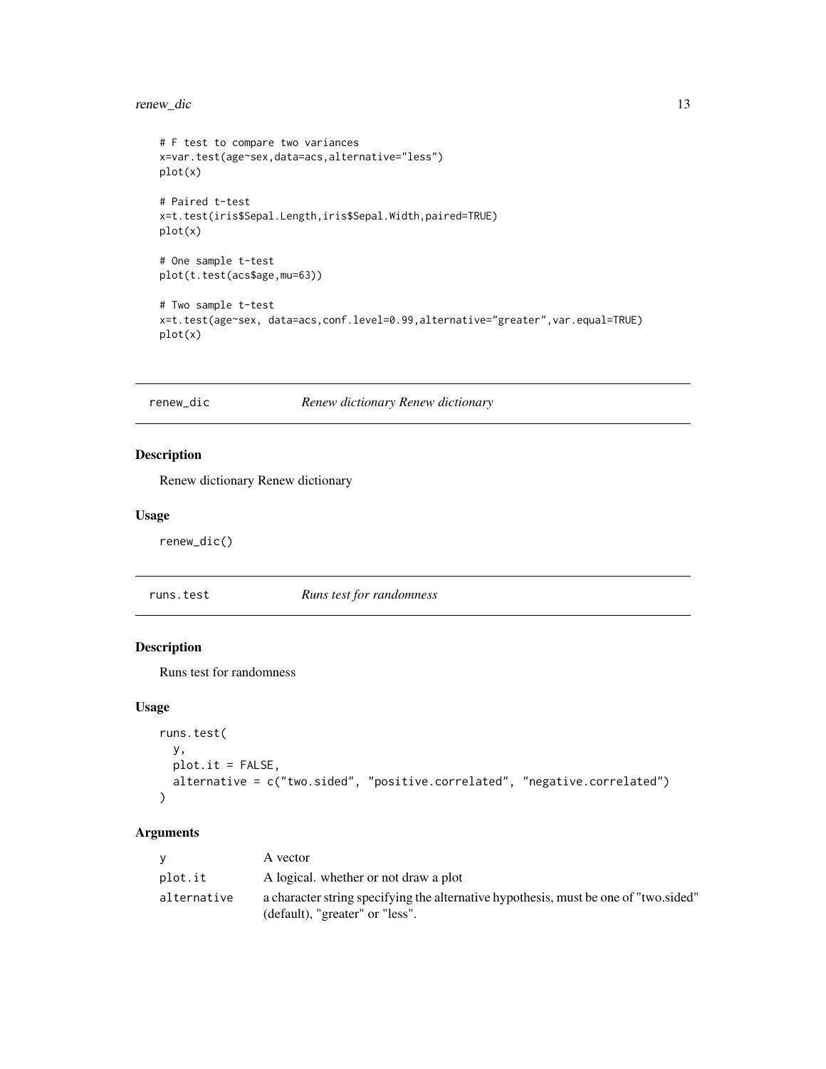```
# F test to compare two variances
x=var.test(age~sex,data=acs,alternative="less")
plot(x)

# Paired t-test
x=t.test(iris$Sepal.Length,iris$Sepal.Width,paired=TRUE)
plot(x)

# One sample t-test
plot(t.test(acs$age,mu=63))

# Two sample t-test
x=t.test(age~sex, data=acs,conf.level=0.99,alternative="greater",var.equal=TRUE)
plot(x)
```

---

## renew_dic — *Renew dictionary Renew dictionary*

### Description

Renew dictionary Renew dictionary

### Usage

```
renew_dic()
```

---

## runs.test — *Runs test for randomness*

### Description

Runs test for randomness

### Usage

```
runs.test(
  y,
  plot.it = FALSE,
  alternative = c("two.sided", "positive.correlated", "negative.correlated")
)
```

### Arguments

| | |
|---|---|
| y | A vector |
| plot.it | A logical. whether or not draw a plot |
| alternative | a character string specifying the alternative hypothesis, must be one of "two.sided" (default), "greater" or "less". |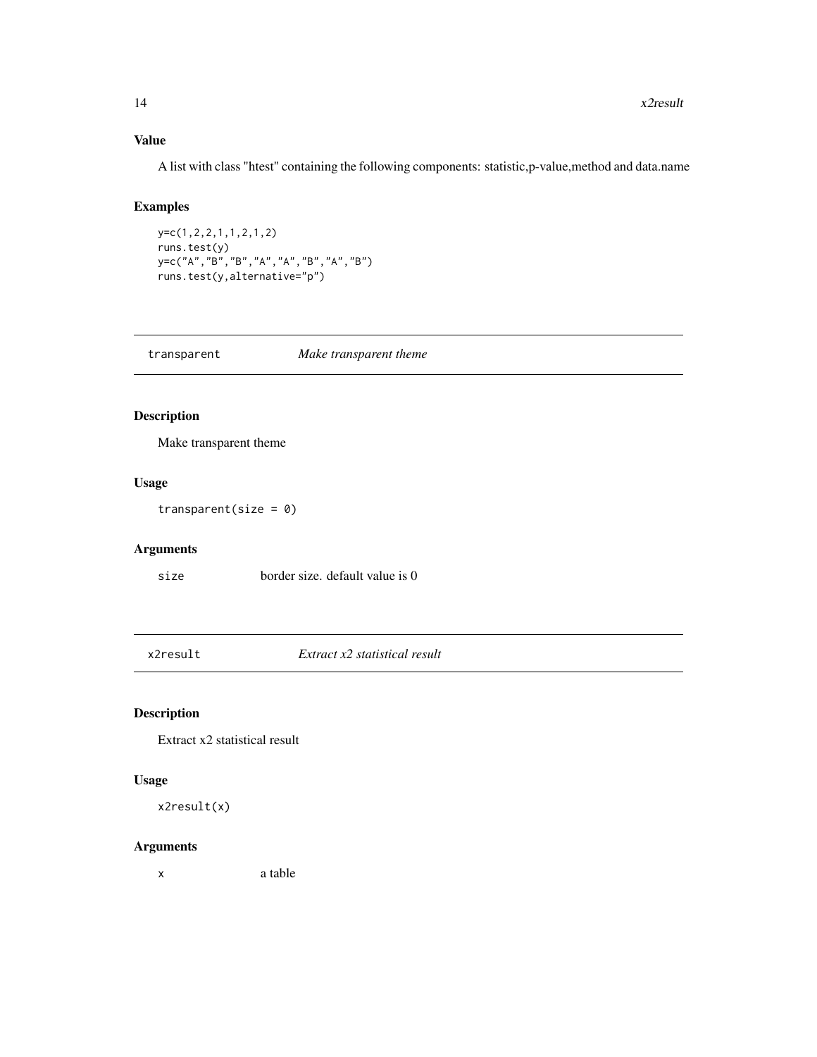### Value

A list with class "htest" containing the following components: statistic,p-value,method and data.name

### Examples

```
y=c(1,2,2,1,1,2,1,2)
runs.test(y)
y=c("A","B","B","A","A","B","A","B")
runs.test(y,alternative="p")
```

---

## transparent *Make transparent theme*

---

### Description

Make transparent theme

### Usage

```
transparent(size = 0)
```

### Arguments

| | |
|---|---|
| `size` | border size. default value is 0 |

---

## x2result *Extract x2 statistical result*

---

### Description

Extract x2 statistical result

### Usage

```
x2result(x)
```

### Arguments

| | |
|---|---|
| `x` | a table |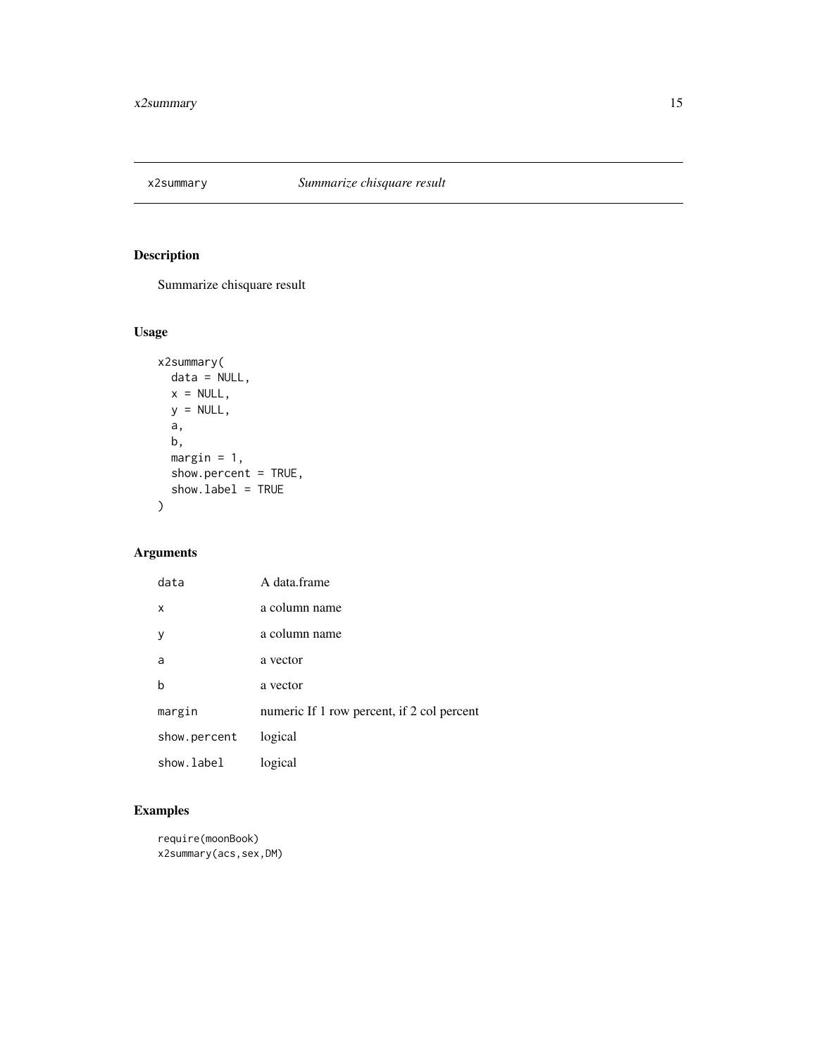# x2summary — *Summarize chisquare result*

## Description

Summarize chisquare result

## Usage

```
x2summary(
  data = NULL,
  x = NULL,
  y = NULL,
  a,
  b,
  margin = 1,
  show.percent = TRUE,
  show.label = TRUE
)
```

## Arguments

| | |
|---|---|
| `data` | A data.frame |
| `x` | a column name |
| `y` | a column name |
| `a` | a vector |
| `b` | a vector |
| `margin` | numeric If 1 row percent, if 2 col percent |
| `show.percent` | logical |
| `show.label` | logical |

## Examples

```
require(moonBook)
x2summary(acs,sex,DM)
```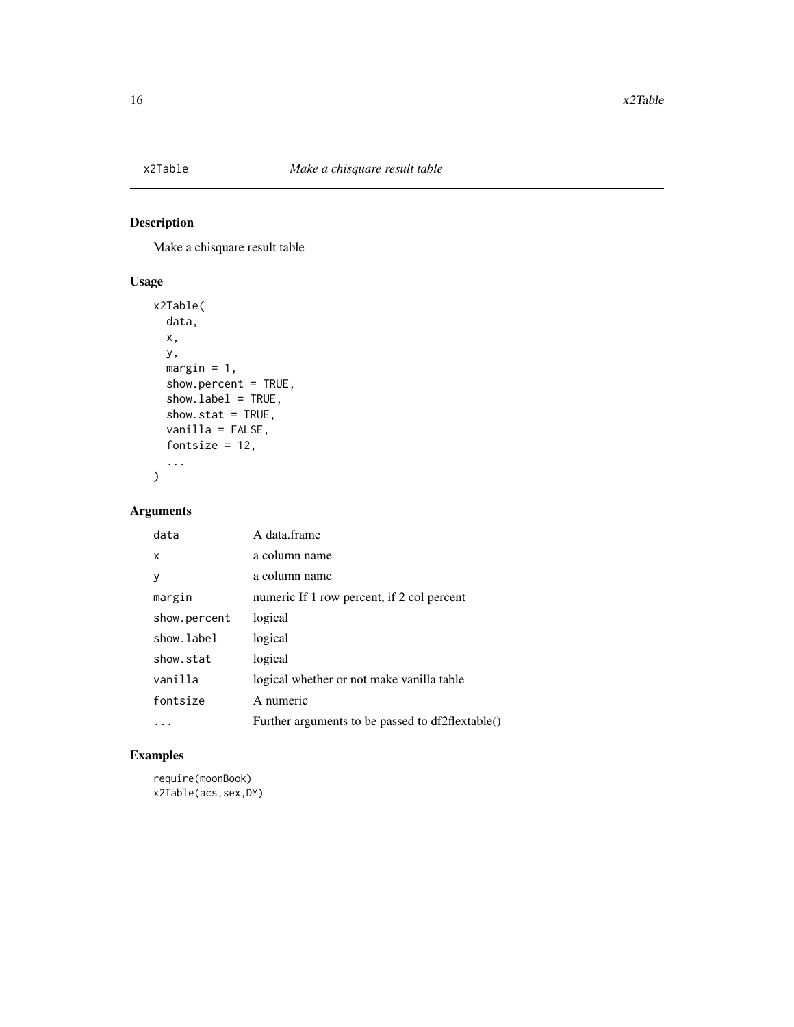# x2Table — *Make a chisquare result table*

## Description

Make a chisquare result table

## Usage

```
x2Table(
  data,
  x,
  y,
  margin = 1,
  show.percent = TRUE,
  show.label = TRUE,
  show.stat = TRUE,
  vanilla = FALSE,
  fontsize = 12,
  ...
)
```

## Arguments

| | |
|---|---|
| `data` | A data.frame |
| `x` | a column name |
| `y` | a column name |
| `margin` | numeric If 1 row percent, if 2 col percent |
| `show.percent` | logical |
| `show.label` | logical |
| `show.stat` | logical |
| `vanilla` | logical whether or not make vanilla table |
| `fontsize` | A numeric |
| `...` | Further arguments to be passed to df2flextable() |

## Examples

```
require(moonBook)
x2Table(acs,sex,DM)
```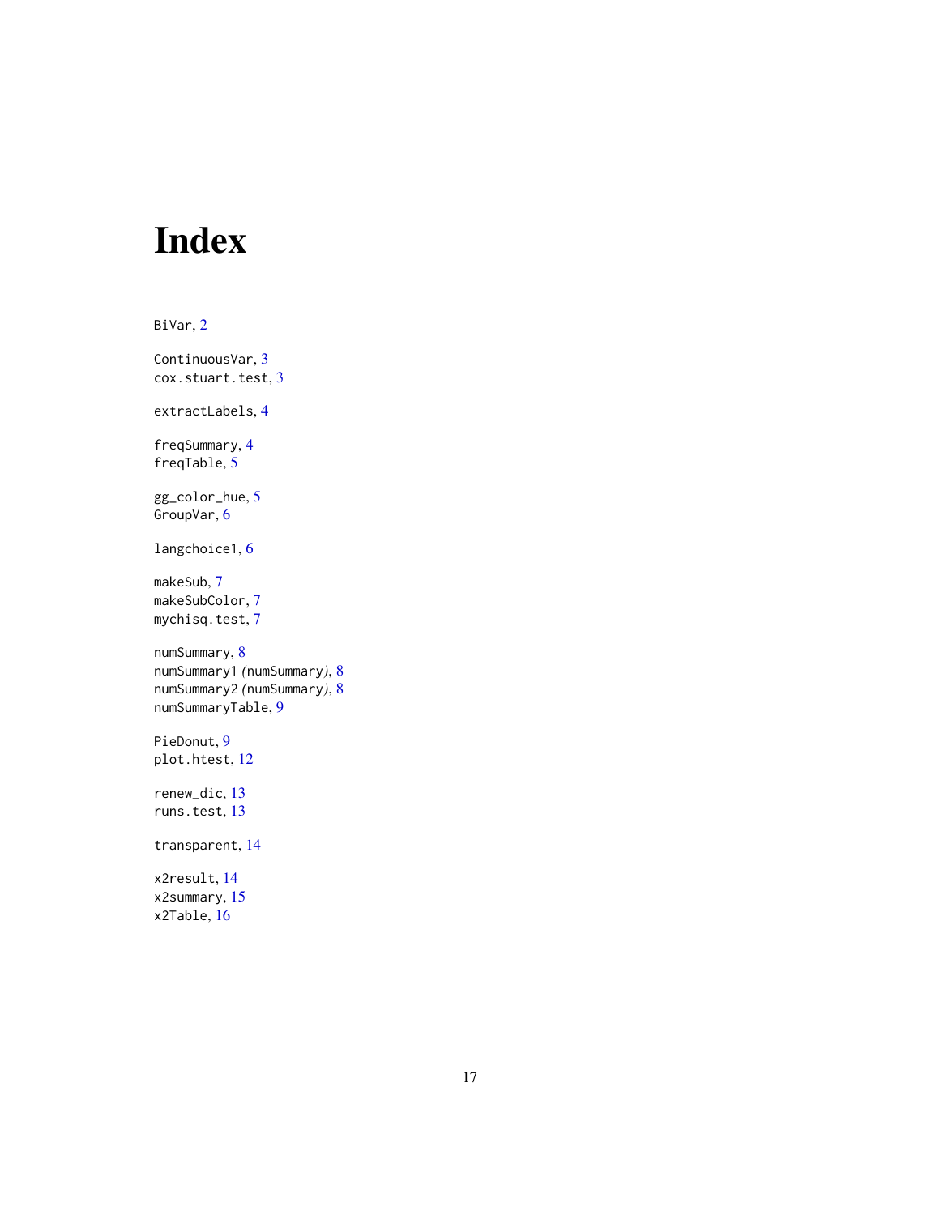# Index

BiVar, 2

ContinuousVar, 3
cox.stuart.test, 3

extractLabels, 4

freqSummary, 4
freqTable, 5

gg_color_hue, 5
GroupVar, 6

langchoice1, 6

makeSub, 7
makeSubColor, 7
mychisq.test, 7

numSummary, 8
numSummary1 *(*numSummary*)*, 8
numSummary2 *(*numSummary*)*, 8
numSummaryTable, 9

PieDonut, 9
plot.htest, 12

renew_dic, 13
runs.test, 13

transparent, 14

x2result, 14
x2summary, 15
x2Table, 16